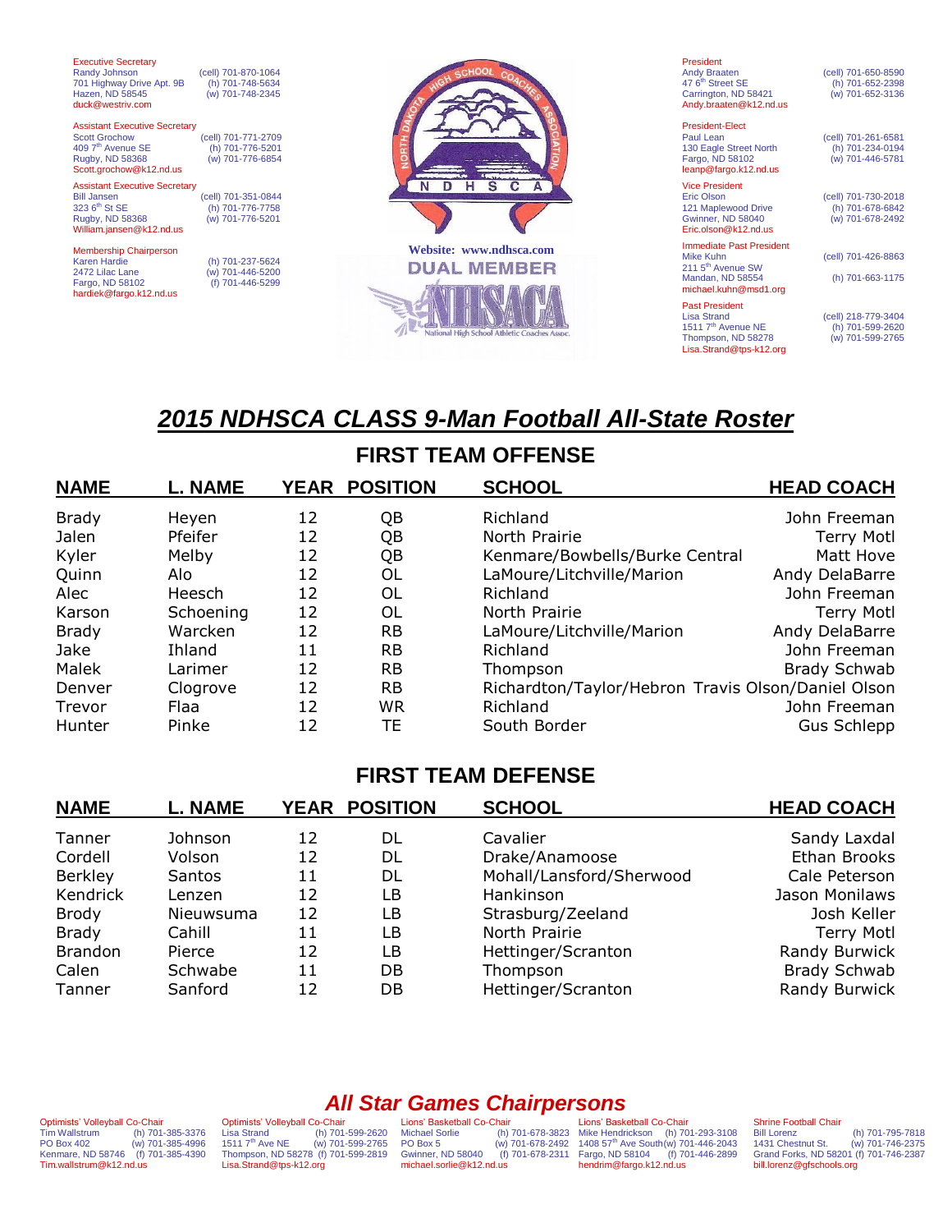Executive Secretary
Randy Johnson (cell) 701-870-1064
701 Highway Drive Apt. 9B (h) 701-748-5634
Hazen, ND 58545 (w) 701-748-2345
duck@westriv.com

Assistant Executive Secretary
Scott Grochow (cell) 701-771-2709
409 7th Avenue SE (h) 701-776-5201
Rugby, ND 58368 (w) 701-776-6854
Scott.grochow@k12.nd.us

Assistant Executive Secretary
Bill Jansen (cell) 701-351-0844
323 6th St SE (h) 701-776-7758
Rugby, ND 58368 (w) 701-776-5201
William.jansen@k12.nd.us

Membership Chairperson
Karen Hardie (h) 701-237-5624
2472 Lilac Lane (w) 701-446-5200
Fargo, ND 58102 (f) 701-446-5299
hardiek@fargo.k12.nd.us

Website: www.ndhsca.com

DUAL MEMBER

President
Andy Braaten (cell) 701-650-8590
47 6th Street SE (h) 701-652-2398
Carrington, ND 58421 (w) 701-652-3136
Andy.braaten@k12.nd.us

President-Elect
Paul Lean (cell) 701-261-6581
130 Eagle Street North (h) 701-234-0194
Fargo, ND 58102 (w) 701-446-5781
leanp@fargo.k12.nd.us

Vice President
Eric Olson (cell) 701-730-2018
121 Maplewood Drive (h) 701-678-6842
Gwinner, ND 58040 (w) 701-678-2492
Eric.olson@k12.nd.us

Immediate Past President
Mike Kuhn (cell) 701-426-8863
211 5th Avenue SW
Mandan, ND 58554 (h) 701-663-1175
michael.kuhn@msd1.org

Past President
Lisa Strand (cell) 218-779-3404
1511 7th Avenue NE (h) 701-599-2620
Thompson, ND 58278 (w) 701-599-2765
Lisa.Strand@tps-k12.org

# 2015 NDHSCA CLASS 9-Man Football All-State Roster

## FIRST TEAM OFFENSE

| NAME | L. NAME | YEAR | POSITION | SCHOOL | HEAD COACH |
|---|---|---|---|---|---|
| Brady | Heyen | 12 | QB | Richland | John Freeman |
| Jalen | Pfeifer | 12 | QB | North Prairie | Terry Motl |
| Kyler | Melby | 12 | QB | Kenmare/Bowbells/Burke Central | Matt Hove |
| Quinn | Alo | 12 | OL | LaMoure/Litchville/Marion | Andy DelaBarre |
| Alec | Heesch | 12 | OL | Richland | John Freeman |
| Karson | Schoening | 12 | OL | North Prairie | Terry Motl |
| Brady | Warcken | 12 | RB | LaMoure/Litchville/Marion | Andy DelaBarre |
| Jake | Ihland | 11 | RB | Richland | John Freeman |
| Malek | Larimer | 12 | RB | Thompson | Brady Schwab |
| Denver | Clogrove | 12 | RB | Richardton/Taylor/Hebron | Travis Olson/Daniel Olson |
| Trevor | Flaa | 12 | WR | Richland | John Freeman |
| Hunter | Pinke | 12 | TE | South Border | Gus Schlepp |

## FIRST TEAM DEFENSE

| NAME | L. NAME | YEAR | POSITION | SCHOOL | HEAD COACH |
|---|---|---|---|---|---|
| Tanner | Johnson | 12 | DL | Cavalier | Sandy Laxdal |
| Cordell | Volson | 12 | DL | Drake/Anamoose | Ethan Brooks |
| Berkley | Santos | 11 | DL | Mohall/Lansford/Sherwood | Cale Peterson |
| Kendrick | Lenzen | 12 | LB | Hankinson | Jason Monilaws |
| Brody | Nieuwsuma | 12 | LB | Strasburg/Zeeland | Josh Keller |
| Brady | Cahill | 11 | LB | North Prairie | Terry Motl |
| Brandon | Pierce | 12 | LB | Hettinger/Scranton | Randy Burwick |
| Calen | Schwabe | 11 | DB | Thompson | Brady Schwab |
| Tanner | Sanford | 12 | DB | Hettinger/Scranton | Randy Burwick |

## All Star Games Chairpersons

Optimists' Volleyball Co-Chair
Tim Wallstrum (h) 701-385-3376
PO Box 402 (w) 701-385-4996
Kenmare, ND 58746 (f) 701-385-4390
Tim.wallstrum@k12.nd.us

Optimists' Volleyball Co-Chair
Lisa Strand (h) 701-599-2620
1511 7th Ave NE (w) 701-599-2765
Thompson, ND 58278 (f) 701-599-2819
Lisa.Strand@tps-k12.org

Lions' Basketball Co-Chair
Michael Sorlie (h) 701-678-3823
PO Box 5 (w) 701-678-2492
Gwinner, ND 58040 (f) 701-678-2311
michael.sorlie@k12.nd.us

Lions' Basketball Co-Chair
Mike Hendrickson (h) 701-293-3108
1408 57th Ave South (w) 701-446-2043
Fargo, ND 58104 (f) 701-446-2899
hendrim@fargo.k12.nd.us

Shrine Football Chair
Bill Lorenz (h) 701-795-7818
1431 Chestnut St. (w) 701-746-2375
Grand Forks, ND 58201 (f) 701-746-2387
bill.lorenz@gfschools.org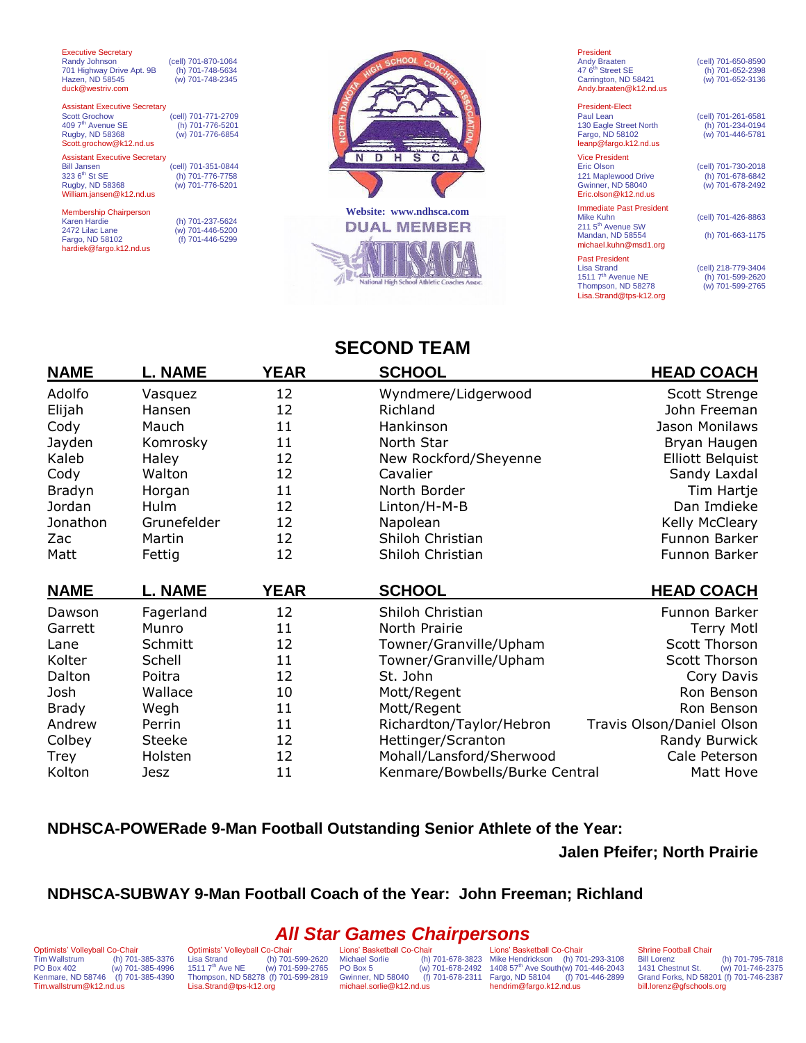Executive Secretary
Randy Johnson (cell) 701-870-1064
701 Highway Drive Apt. 9B (h) 701-748-5634
Hazen, ND 58545 (w) 701-748-2345
duck@westriv.com

Assistant Executive Secretary
Scott Grochow (cell) 701-771-2709
409 7th Avenue SE (h) 701-776-5201
Rugby, ND 58368 (w) 701-776-6854
Scott.grochow@k12.nd.us

Assistant Executive Secretary
Bill Jansen (cell) 701-351-0844
323 6th St SE (h) 701-776-7758
Rugby, ND 58368 (w) 701-776-5201
William.jansen@k12.nd.us

Membership Chairperson
Karen Hardie (h) 701-237-5624
2472 Lilac Lane (w) 701-446-5200
Fargo, ND 58102 (f) 701-446-5299
hardiek@fargo.k12.nd.us

NORTH DAKOTA HIGH SCHOOL COACHES ASSOCIATION
N D H S C A

Website: www.ndhsca.com

DUAL MEMBER

NHSACA
National High School Athletic Coaches Assoc.

President
Andy Braaten (cell) 701-650-8590
47 6th Street SE (h) 701-652-2398
Carrington, ND 58421 (w) 701-652-3136
Andy.braaten@k12.nd.us

President-Elect
Paul Lean (cell) 701-261-6581
130 Eagle Street North (h) 701-234-0194
Fargo, ND 58102 (w) 701-446-5781
leanp@fargo.k12.nd.us

Vice President
Eric Olson (cell) 701-730-2018
121 Maplewood Drive (h) 701-678-6842
Gwinner, ND 58040 (w) 701-678-2492
Eric.olson@k12.nd.us

Immediate Past President
Mike Kuhn (cell) 701-426-8863
211 5th Avenue SW
Mandan, ND 58554 (h) 701-663-1175
michael.kuhn@msd1.org

Past President
Lisa Strand (cell) 218-779-3404
1511 7th Avenue NE (h) 701-599-2620
Thompson, ND 58278 (w) 701-599-2765
Lisa.Strand@tps-k12.org

## SECOND TEAM

| NAME | L. NAME | YEAR | SCHOOL | HEAD COACH |
|---|---|---|---|---|
| Adolfo | Vasquez | 12 | Wyndmere/Lidgerwood | Scott Strenge |
| Elijah | Hansen | 12 | Richland | John Freeman |
| Cody | Mauch | 11 | Hankinson | Jason Monilaws |
| Jayden | Komrosky | 11 | North Star | Bryan Haugen |
| Kaleb | Haley | 12 | New Rockford/Sheyenne | Elliott Belquist |
| Cody | Walton | 12 | Cavalier | Sandy Laxdal |
| Bradyn | Horgan | 11 | North Border | Tim Hartje |
| Jordan | Hulm | 12 | Linton/H-M-B | Dan Imdieke |
| Jonathon | Grunefelder | 12 | Napolean | Kelly McCleary |
| Zac | Martin | 12 | Shiloh Christian | Funnon Barker |
| Matt | Fettig | 12 | Shiloh Christian | Funnon Barker |

| NAME | L. NAME | YEAR | SCHOOL | HEAD COACH |
|---|---|---|---|---|
| Dawson | Fagerland | 12 | Shiloh Christian | Funnon Barker |
| Garrett | Munro | 11 | North Prairie | Terry Motl |
| Lane | Schmitt | 12 | Towner/Granville/Upham | Scott Thorson |
| Kolter | Schell | 11 | Towner/Granville/Upham | Scott Thorson |
| Dalton | Poitra | 12 | St. John | Cory Davis |
| Josh | Wallace | 10 | Mott/Regent | Ron Benson |
| Brady | Wegh | 11 | Mott/Regent | Ron Benson |
| Andrew | Perrin | 11 | Richardton/Taylor/Hebron | Travis Olson/Daniel Olson |
| Colbey | Steeke | 12 | Hettinger/Scranton | Randy Burwick |
| Trey | Holsten | 12 | Mohall/Lansford/Sherwood | Cale Peterson |
| Kolton | Jesz | 11 | Kenmare/Bowbells/Burke Central | Matt Hove |

**NDHSCA-POWERade 9-Man Football Outstanding Senior Athlete of the Year:**

**Jalen Pfeifer; North Prairie**

**NDHSCA-SUBWAY 9-Man Football Coach of the Year: John Freeman; Richland**

## *All Star Games Chairpersons*

Optimists' Volleyball Co-Chair
Tim Wallstrum (h) 701-385-3376
PO Box 402 (w) 701-385-4996
Kenmare, ND 58746 (f) 701-385-4390
Tim.wallstrum@k12.nd.us

Optimists' Volleyball Co-Chair
Lisa Strand (h) 701-599-2620
1511 7th Ave NE (w) 701-599-2765
Thompson, ND 58278 (f) 701-599-2819
Lisa.Strand@tps-k12.org

Lions' Basketball Co-Chair
Michael Sorlie (h) 701-678-3823
PO Box 5 (w) 701-678-2492
Gwinner, ND 58040 (f) 701-678-2311
michael.sorlie@k12.nd.us

Lions' Basketball Co-Chair
Mike Hendrickson (h) 701-293-3108
1408 57th Ave South (w) 701-446-2043
Fargo, ND 58104 (f) 701-446-2899
hendrim@fargo.k12.nd.us

Shrine Football Chair
Bill Lorenz (h) 701-795-7818
1431 Chestnut St. (w) 701-746-2375
Grand Forks, ND 58201 (f) 701-746-2387
bill.lorenz@gfschools.org